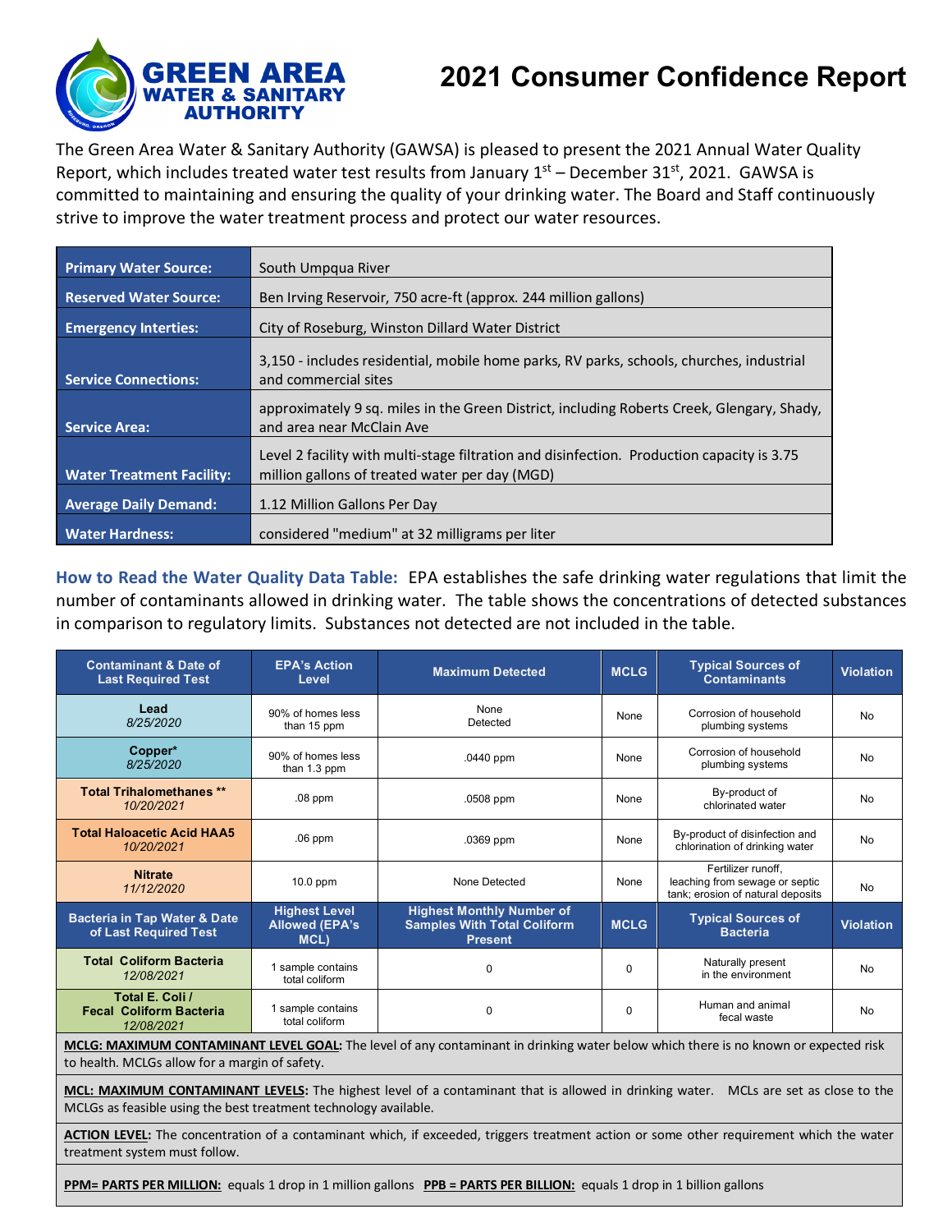# 2021 Consumer Confidence Report

The Green Area Water & Sanitary Authority (GAWSA) is pleased to present the 2021 Annual Water Quality Report, which includes treated water test results from January 1st – December 31st, 2021. GAWSA is committed to maintaining and ensuring the quality of your drinking water. The Board and Staff continuously strive to improve the water treatment process and protect our water resources.

| | |
|---|---|
| **Primary Water Source:** | South Umpqua River |
| **Reserved Water Source:** | Ben Irving Reservoir, 750 acre-ft (approx. 244 million gallons) |
| **Emergency Interties:** | City of Roseburg, Winston Dillard Water District |
| **Service Connections:** | 3,150 - includes residential, mobile home parks, RV parks, schools, churches, industrial and commercial sites |
| **Service Area:** | approximately 9 sq. miles in the Green District, including Roberts Creek, Glengary, Shady, and area near McClain Ave |
| **Water Treatment Facility:** | Level 2 facility with multi-stage filtration and disinfection. Production capacity is 3.75 million gallons of treated water per day (MGD) |
| **Average Daily Demand:** | 1.12 Million Gallons Per Day |
| **Water Hardness:** | considered "medium" at 32 milligrams per liter |

**How to Read the Water Quality Data Table:** EPA establishes the safe drinking water regulations that limit the number of contaminants allowed in drinking water. The table shows the concentrations of detected substances in comparison to regulatory limits. Substances not detected are not included in the table.

| Contaminant & Date of Last Required Test | EPA's Action Level | Maximum Detected | MCLG | Typical Sources of Contaminants | Violation |
|---|---|---|---|---|---|
| **Lead** *8/25/2020* | 90% of homes less than 15 ppm | None Detected | None | Corrosion of household plumbing systems | No |
| **Copper*** *8/25/2020* | 90% of homes less than 1.3 ppm | .0440 ppm | None | Corrosion of household plumbing systems | No |
| **Total Trihalomethanes **** *10/20/2021* | .08 ppm | .0508 ppm | None | By-product of chlorinated water | No |
| **Total Haloacetic Acid HAA5** *10/20/2021* | .06 ppm | .0369 ppm | None | By-product of disinfection and chlorination of drinking water | No |
| **Nitrate** *11/12/2020* | 10.0 ppm | None Detected | None | Fertilizer runoff, leaching from sewage or septic tank; erosion of natural deposits | No |
| **Bacteria in Tap Water & Date of Last Required Test** | **Highest Level Allowed (EPA's MCL)** | **Highest Monthly Number of Samples With Total Coliform Present** | **MCLG** | **Typical Sources of Bacteria** | **Violation** |
| **Total Coliform Bacteria** *12/08/2021* | 1 sample contains total coliform | 0 | 0 | Naturally present in the environment | No |
| **Total E. Coli / Fecal Coliform Bacteria** *12/08/2021* | 1 sample contains total coliform | 0 | 0 | Human and animal fecal waste | No |

**MCLG: MAXIMUM CONTAMINANT LEVEL GOAL:** The level of any contaminant in drinking water below which there is no known or expected risk to health. MCLGs allow for a margin of safety.

**MCL: MAXIMUM CONTAMINANT LEVELS:** The highest level of a contaminant that is allowed in drinking water. MCLs are set as close to the MCLGs as feasible using the best treatment technology available.

**ACTION LEVEL:** The concentration of a contaminant which, if exceeded, triggers treatment action or some other requirement which the water treatment system must follow.

**PPM= PARTS PER MILLION:** equals 1 drop in 1 million gallons **PPB = PARTS PER BILLION:** equals 1 drop in 1 billion gallons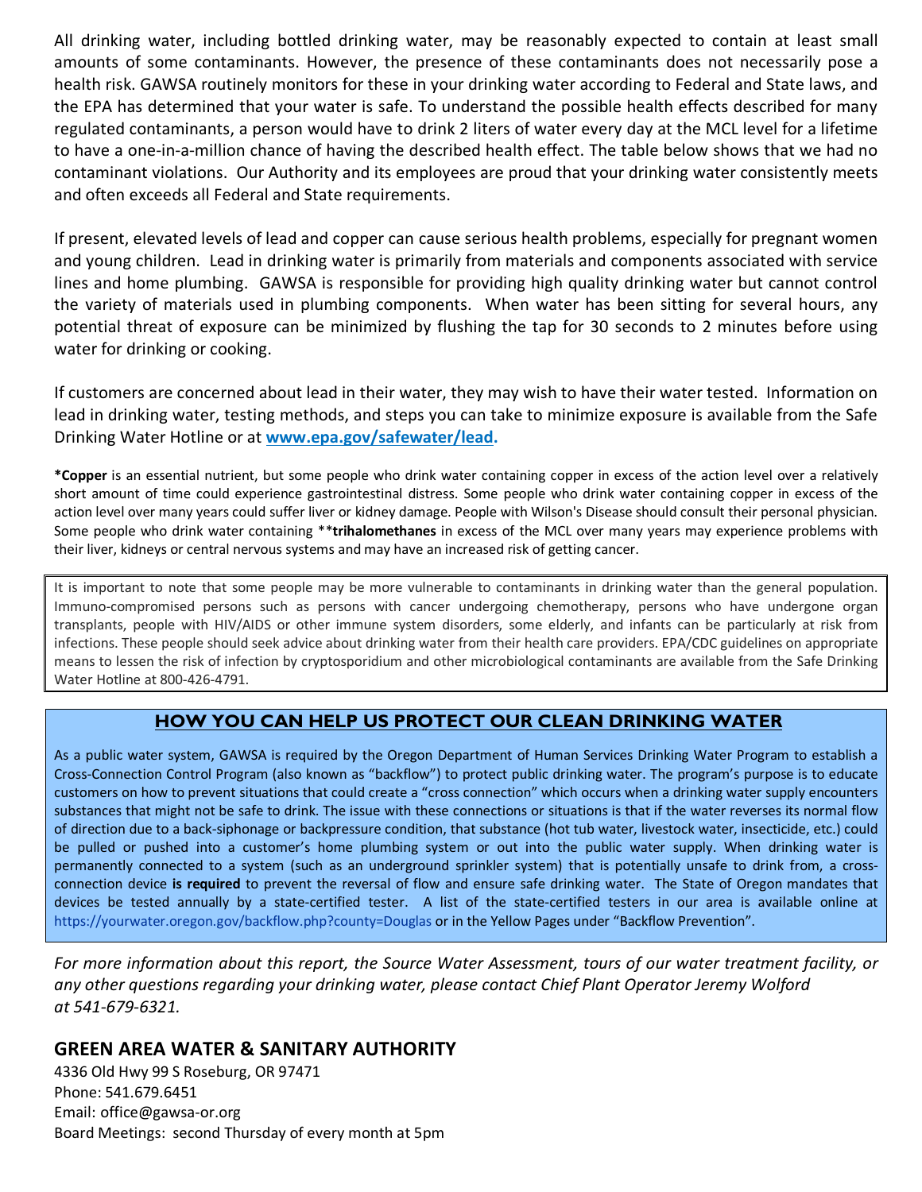All drinking water, including bottled drinking water, may be reasonably expected to contain at least small amounts of some contaminants. However, the presence of these contaminants does not necessarily pose a health risk. GAWSA routinely monitors for these in your drinking water according to Federal and State laws, and the EPA has determined that your water is safe. To understand the possible health effects described for many regulated contaminants, a person would have to drink 2 liters of water every day at the MCL level for a lifetime to have a one-in-a-million chance of having the described health effect. The table below shows that we had no contaminant violations. Our Authority and its employees are proud that your drinking water consistently meets and often exceeds all Federal and State requirements.

If present, elevated levels of lead and copper can cause serious health problems, especially for pregnant women and young children. Lead in drinking water is primarily from materials and components associated with service lines and home plumbing. GAWSA is responsible for providing high quality drinking water but cannot control the variety of materials used in plumbing components. When water has been sitting for several hours, any potential threat of exposure can be minimized by flushing the tap for 30 seconds to 2 minutes before using water for drinking or cooking.

If customers are concerned about lead in their water, they may wish to have their water tested. Information on lead in drinking water, testing methods, and steps you can take to minimize exposure is available from the Safe Drinking Water Hotline or at **www.epa.gov/safewater/lead.**

***Copper** is an essential nutrient, but some people who drink water containing copper in excess of the action level over a relatively short amount of time could experience gastrointestinal distress. Some people who drink water containing copper in excess of the action level over many years could suffer liver or kidney damage. People with Wilson's Disease should consult their personal physician. Some people who drink water containing ****trihalomethanes** in excess of the MCL over many years may experience problems with their liver, kidneys or central nervous systems and may have an increased risk of getting cancer.

It is important to note that some people may be more vulnerable to contaminants in drinking water than the general population. Immuno-compromised persons such as persons with cancer undergoing chemotherapy, persons who have undergone organ transplants, people with HIV/AIDS or other immune system disorders, some elderly, and infants can be particularly at risk from infections. These people should seek advice about drinking water from their health care providers. EPA/CDC guidelines on appropriate means to lessen the risk of infection by cryptosporidium and other microbiological contaminants are available from the Safe Drinking Water Hotline at 800-426-4791.

## HOW YOU CAN HELP US PROTECT OUR CLEAN DRINKING WATER

As a public water system, GAWSA is required by the Oregon Department of Human Services Drinking Water Program to establish a Cross-Connection Control Program (also known as "backflow") to protect public drinking water. The program's purpose is to educate customers on how to prevent situations that could create a "cross connection" which occurs when a drinking water supply encounters substances that might not be safe to drink. The issue with these connections or situations is that if the water reverses its normal flow of direction due to a back-siphonage or backpressure condition, that substance (hot tub water, livestock water, insecticide, etc.) could be pulled or pushed into a customer's home plumbing system or out into the public water supply. When drinking water is permanently connected to a system (such as an underground sprinkler system) that is potentially unsafe to drink from, a cross-connection device **is required** to prevent the reversal of flow and ensure safe drinking water. The State of Oregon mandates that devices be tested annually by a state-certified tester. A list of the state-certified testers in our area is available online at https://yourwater.oregon.gov/backflow.php?county=Douglas or in the Yellow Pages under "Backflow Prevention".

*For more information about this report, the Source Water Assessment, tours of our water treatment facility, or any other questions regarding your drinking water, please contact Chief Plant Operator Jeremy Wolford at 541-679-6321.*

## GREEN AREA WATER & SANITARY AUTHORITY

4336 Old Hwy 99 S Roseburg, OR 97471
Phone: 541.679.6451
Email: office@gawsa-or.org
Board Meetings: second Thursday of every month at 5pm